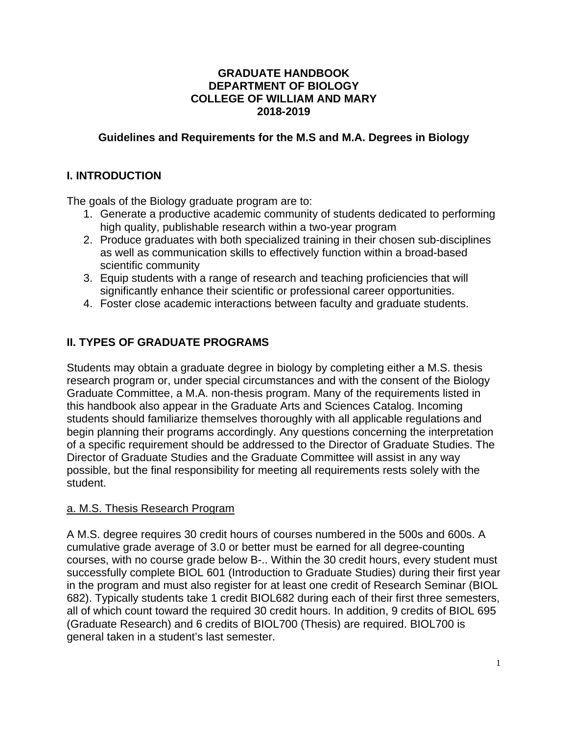# GRADUATE HANDBOOK
# DEPARTMENT OF BIOLOGY
# COLLEGE OF WILLIAM AND MARY
# 2018-2019

## Guidelines and Requirements for the M.S and M.A. Degrees in Biology

## I. INTRODUCTION

The goals of the Biology graduate program are to:

1. Generate a productive academic community of students dedicated to performing high quality, publishable research within a two-year program
2. Produce graduates with both specialized training in their chosen sub-disciplines as well as communication skills to effectively function within a broad-based scientific community
3. Equip students with a range of research and teaching proficiencies that will significantly enhance their scientific or professional career opportunities.
4. Foster close academic interactions between faculty and graduate students.

## II. TYPES OF GRADUATE PROGRAMS

Students may obtain a graduate degree in biology by completing either a M.S. thesis research program or, under special circumstances and with the consent of the Biology Graduate Committee, a M.A. non-thesis program. Many of the requirements listed in this handbook also appear in the Graduate Arts and Sciences Catalog. Incoming students should familiarize themselves thoroughly with all applicable regulations and begin planning their programs accordingly. Any questions concerning the interpretation of a specific requirement should be addressed to the Director of Graduate Studies. The Director of Graduate Studies and the Graduate Committee will assist in any way possible, but the final responsibility for meeting all requirements rests solely with the student.

### a. M.S. Thesis Research Program

A M.S. degree requires 30 credit hours of courses numbered in the 500s and 600s. A cumulative grade average of 3.0 or better must be earned for all degree-counting courses, with no course grade below B-.. Within the 30 credit hours, every student must successfully complete BIOL 601 (Introduction to Graduate Studies) during their first year in the program and must also register for at least one credit of Research Seminar (BIOL 682). Typically students take 1 credit BIOL682 during each of their first three semesters, all of which count toward the required 30 credit hours. In addition, 9 credits of BIOL 695 (Graduate Research) and 6 credits of BIOL700 (Thesis) are required. BIOL700 is general taken in a student's last semester.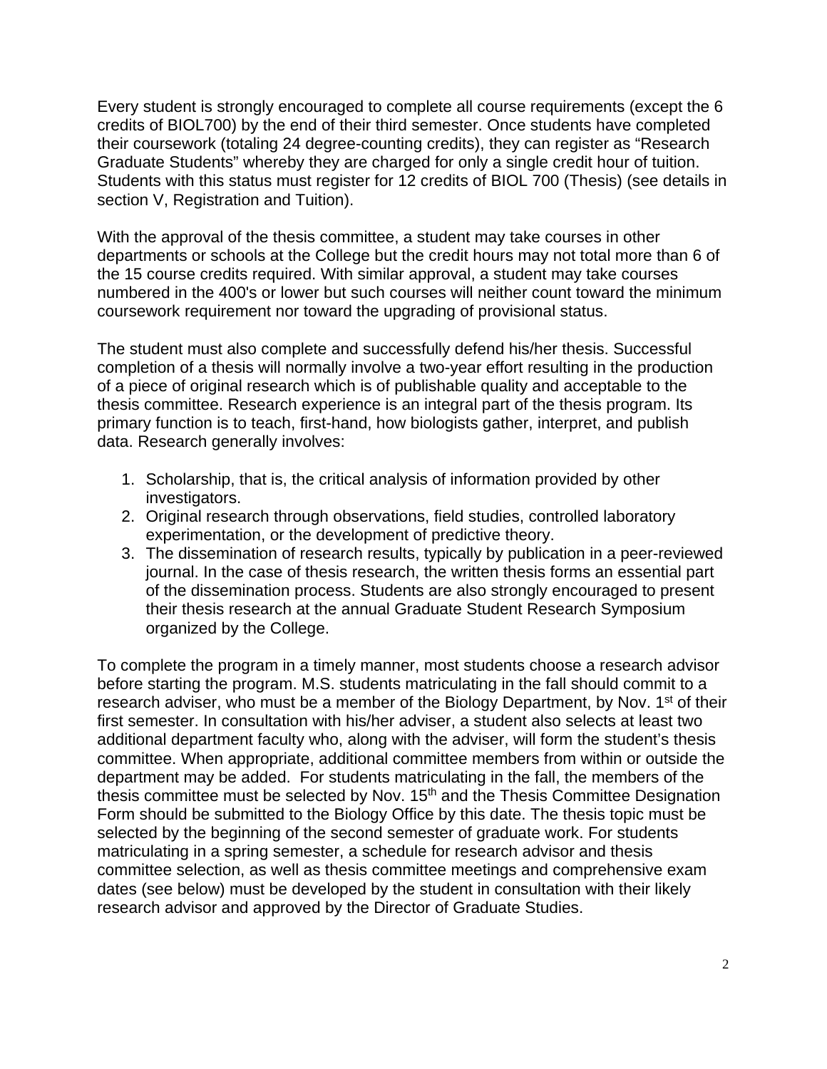Every student is strongly encouraged to complete all course requirements (except the 6 credits of BIOL700) by the end of their third semester. Once students have completed their coursework (totaling 24 degree-counting credits), they can register as “Research Graduate Students” whereby they are charged for only a single credit hour of tuition. Students with this status must register for 12 credits of BIOL 700 (Thesis) (see details in section V, Registration and Tuition).

With the approval of the thesis committee, a student may take courses in other departments or schools at the College but the credit hours may not total more than 6 of the 15 course credits required. With similar approval, a student may take courses numbered in the 400's or lower but such courses will neither count toward the minimum coursework requirement nor toward the upgrading of provisional status.

The student must also complete and successfully defend his/her thesis. Successful completion of a thesis will normally involve a two-year effort resulting in the production of a piece of original research which is of publishable quality and acceptable to the thesis committee. Research experience is an integral part of the thesis program. Its primary function is to teach, first-hand, how biologists gather, interpret, and publish data. Research generally involves:

1. Scholarship, that is, the critical analysis of information provided by other investigators.
2. Original research through observations, field studies, controlled laboratory experimentation, or the development of predictive theory.
3. The dissemination of research results, typically by publication in a peer-reviewed journal. In the case of thesis research, the written thesis forms an essential part of the dissemination process. Students are also strongly encouraged to present their thesis research at the annual Graduate Student Research Symposium organized by the College.

To complete the program in a timely manner, most students choose a research advisor before starting the program. M.S. students matriculating in the fall should commit to a research adviser, who must be a member of the Biology Department, by Nov. 1st of their first semester. In consultation with his/her adviser, a student also selects at least two additional department faculty who, along with the adviser, will form the student’s thesis committee. When appropriate, additional committee members from within or outside the department may be added. For students matriculating in the fall, the members of the thesis committee must be selected by Nov. 15th and the Thesis Committee Designation Form should be submitted to the Biology Office by this date. The thesis topic must be selected by the beginning of the second semester of graduate work. For students matriculating in a spring semester, a schedule for research advisor and thesis committee selection, as well as thesis committee meetings and comprehensive exam dates (see below) must be developed by the student in consultation with their likely research advisor and approved by the Director of Graduate Studies.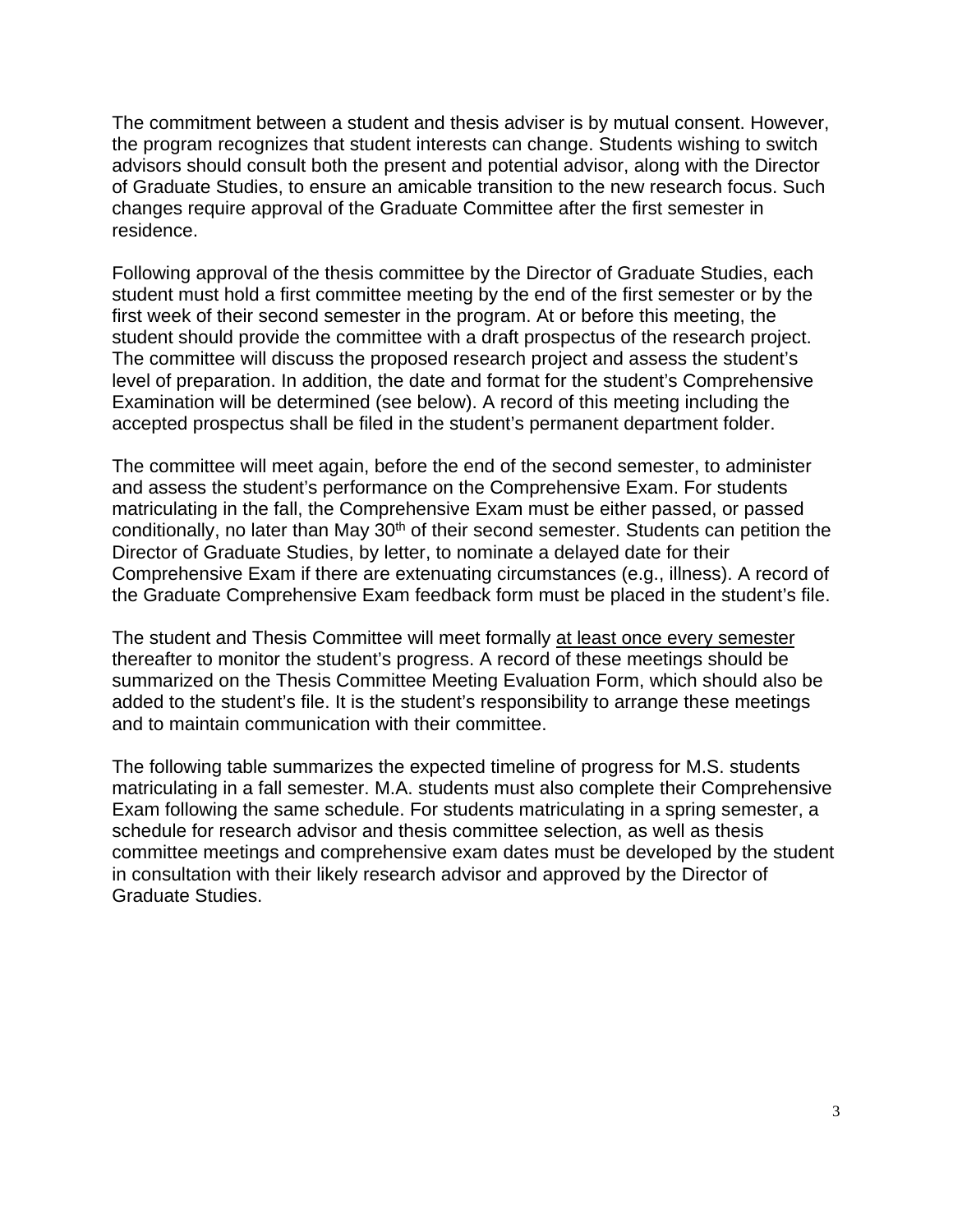The commitment between a student and thesis adviser is by mutual consent. However, the program recognizes that student interests can change. Students wishing to switch advisors should consult both the present and potential advisor, along with the Director of Graduate Studies, to ensure an amicable transition to the new research focus. Such changes require approval of the Graduate Committee after the first semester in residence.

Following approval of the thesis committee by the Director of Graduate Studies, each student must hold a first committee meeting by the end of the first semester or by the first week of their second semester in the program. At or before this meeting, the student should provide the committee with a draft prospectus of the research project. The committee will discuss the proposed research project and assess the student's level of preparation. In addition, the date and format for the student's Comprehensive Examination will be determined (see below). A record of this meeting including the accepted prospectus shall be filed in the student's permanent department folder.

The committee will meet again, before the end of the second semester, to administer and assess the student's performance on the Comprehensive Exam. For students matriculating in the fall, the Comprehensive Exam must be either passed, or passed conditionally, no later than May 30th of their second semester. Students can petition the Director of Graduate Studies, by letter, to nominate a delayed date for their Comprehensive Exam if there are extenuating circumstances (e.g., illness). A record of the Graduate Comprehensive Exam feedback form must be placed in the student's file.

The student and Thesis Committee will meet formally <u>at least once every semester</u> thereafter to monitor the student's progress. A record of these meetings should be summarized on the Thesis Committee Meeting Evaluation Form, which should also be added to the student's file. It is the student's responsibility to arrange these meetings and to maintain communication with their committee.

The following table summarizes the expected timeline of progress for M.S. students matriculating in a fall semester. M.A. students must also complete their Comprehensive Exam following the same schedule. For students matriculating in a spring semester, a schedule for research advisor and thesis committee selection, as well as thesis committee meetings and comprehensive exam dates must be developed by the student in consultation with their likely research advisor and approved by the Director of Graduate Studies.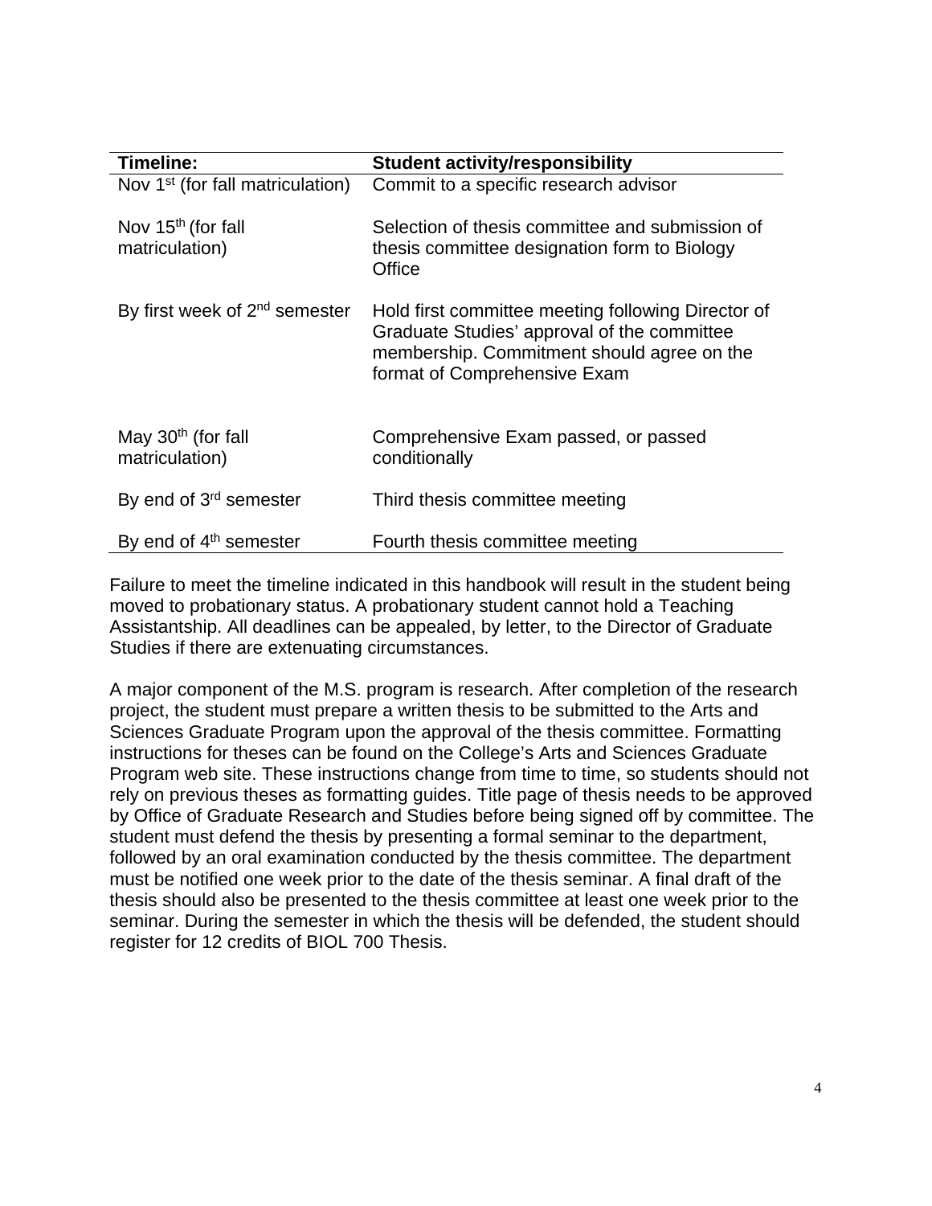| Timeline: | Student activity/responsibility |
|---|---|
| Nov 1st (for fall matriculation) | Commit to a specific research advisor |
| Nov 15th (for fall matriculation) | Selection of thesis committee and submission of thesis committee designation form to Biology Office |
| By first week of 2nd semester | Hold first committee meeting following Director of Graduate Studies' approval of the committee membership. Commitment should agree on the format of Comprehensive Exam |
| May 30th (for fall matriculation) | Comprehensive Exam passed, or passed conditionally |
| By end of 3rd semester | Third thesis committee meeting |
| By end of 4th semester | Fourth thesis committee meeting |

Failure to meet the timeline indicated in this handbook will result in the student being moved to probationary status. A probationary student cannot hold a Teaching Assistantship. All deadlines can be appealed, by letter, to the Director of Graduate Studies if there are extenuating circumstances.

A major component of the M.S. program is research. After completion of the research project, the student must prepare a written thesis to be submitted to the Arts and Sciences Graduate Program upon the approval of the thesis committee. Formatting instructions for theses can be found on the College's Arts and Sciences Graduate Program web site. These instructions change from time to time, so students should not rely on previous theses as formatting guides. Title page of thesis needs to be approved by Office of Graduate Research and Studies before being signed off by committee. The student must defend the thesis by presenting a formal seminar to the department, followed by an oral examination conducted by the thesis committee. The department must be notified one week prior to the date of the thesis seminar. A final draft of the thesis should also be presented to the thesis committee at least one week prior to the seminar. During the semester in which the thesis will be defended, the student should register for 12 credits of BIOL 700 Thesis.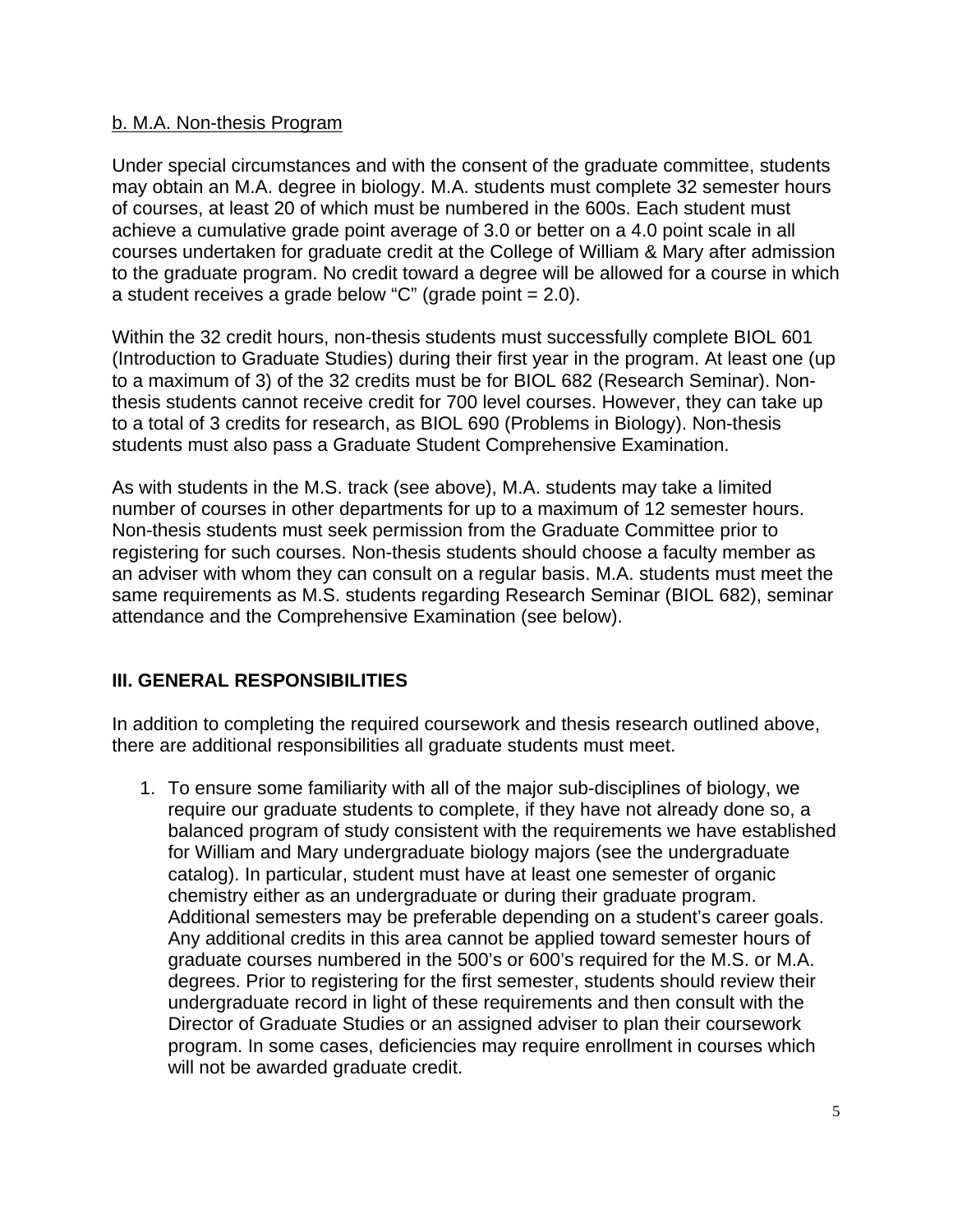<u>b. M.A. Non-thesis Program</u>

Under special circumstances and with the consent of the graduate committee, students may obtain an M.A. degree in biology. M.A. students must complete 32 semester hours of courses, at least 20 of which must be numbered in the 600s. Each student must achieve a cumulative grade point average of 3.0 or better on a 4.0 point scale in all courses undertaken for graduate credit at the College of William & Mary after admission to the graduate program. No credit toward a degree will be allowed for a course in which a student receives a grade below “C” (grade point = 2.0).

Within the 32 credit hours, non-thesis students must successfully complete BIOL 601 (Introduction to Graduate Studies) during their first year in the program. At least one (up to a maximum of 3) of the 32 credits must be for BIOL 682 (Research Seminar). Non-thesis students cannot receive credit for 700 level courses. However, they can take up to a total of 3 credits for research, as BIOL 690 (Problems in Biology). Non-thesis students must also pass a Graduate Student Comprehensive Examination.

As with students in the M.S. track (see above), M.A. students may take a limited number of courses in other departments for up to a maximum of 12 semester hours. Non-thesis students must seek permission from the Graduate Committee prior to registering for such courses. Non-thesis students should choose a faculty member as an adviser with whom they can consult on a regular basis. M.A. students must meet the same requirements as M.S. students regarding Research Seminar (BIOL 682), seminar attendance and the Comprehensive Examination (see below).

## III. GENERAL RESPONSIBILITIES

In addition to completing the required coursework and thesis research outlined above, there are additional responsibilities all graduate students must meet.

1. To ensure some familiarity with all of the major sub-disciplines of biology, we require our graduate students to complete, if they have not already done so, a balanced program of study consistent with the requirements we have established for William and Mary undergraduate biology majors (see the undergraduate catalog). In particular, student must have at least one semester of organic chemistry either as an undergraduate or during their graduate program. Additional semesters may be preferable depending on a student’s career goals. Any additional credits in this area cannot be applied toward semester hours of graduate courses numbered in the 500’s or 600’s required for the M.S. or M.A. degrees. Prior to registering for the first semester, students should review their undergraduate record in light of these requirements and then consult with the Director of Graduate Studies or an assigned adviser to plan their coursework program. In some cases, deficiencies may require enrollment in courses which will not be awarded graduate credit.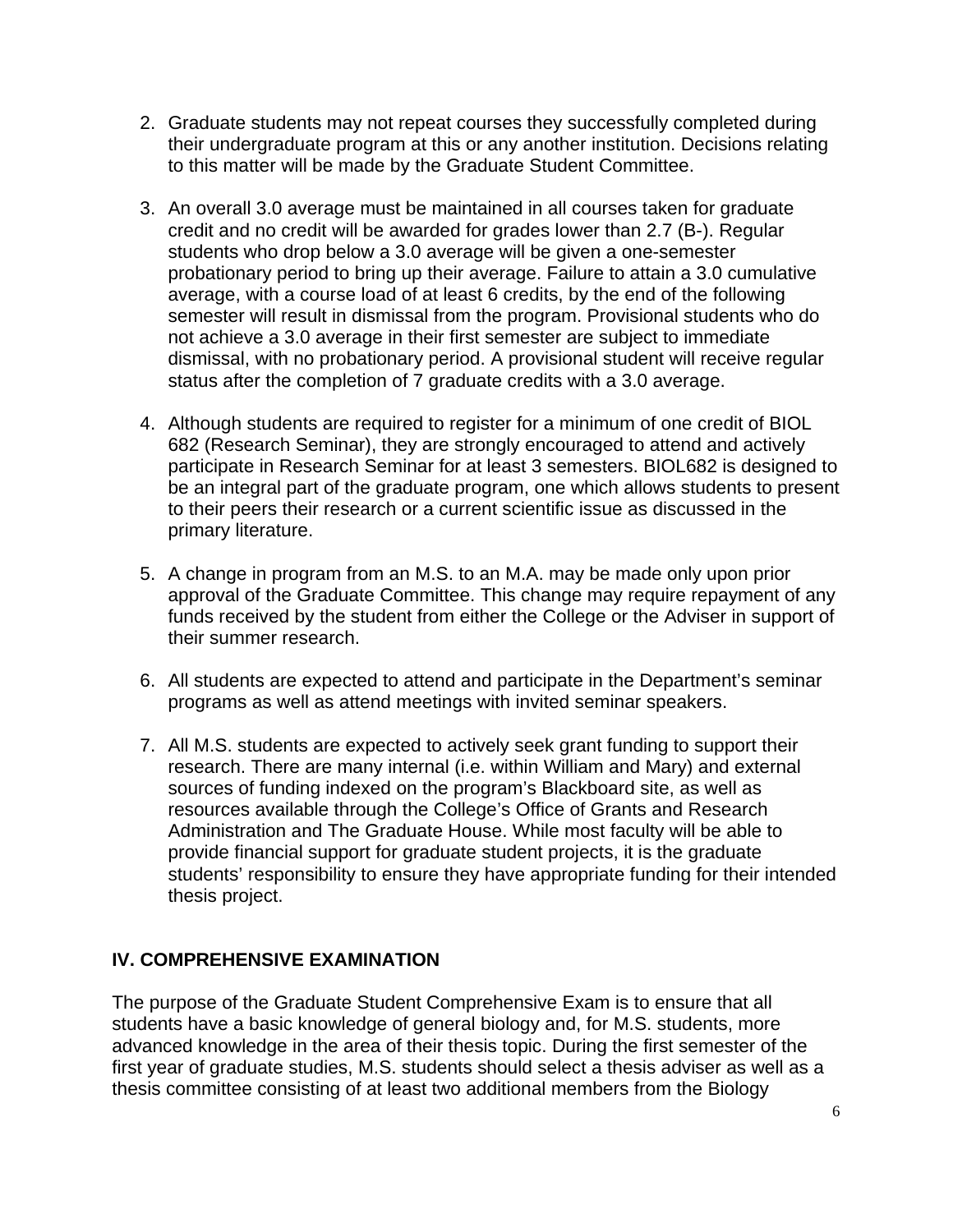2. Graduate students may not repeat courses they successfully completed during their undergraduate program at this or any another institution. Decisions relating to this matter will be made by the Graduate Student Committee.

3. An overall 3.0 average must be maintained in all courses taken for graduate credit and no credit will be awarded for grades lower than 2.7 (B-). Regular students who drop below a 3.0 average will be given a one-semester probationary period to bring up their average. Failure to attain a 3.0 cumulative average, with a course load of at least 6 credits, by the end of the following semester will result in dismissal from the program. Provisional students who do not achieve a 3.0 average in their first semester are subject to immediate dismissal, with no probationary period. A provisional student will receive regular status after the completion of 7 graduate credits with a 3.0 average.

4. Although students are required to register for a minimum of one credit of BIOL 682 (Research Seminar), they are strongly encouraged to attend and actively participate in Research Seminar for at least 3 semesters. BIOL682 is designed to be an integral part of the graduate program, one which allows students to present to their peers their research or a current scientific issue as discussed in the primary literature.

5. A change in program from an M.S. to an M.A. may be made only upon prior approval of the Graduate Committee. This change may require repayment of any funds received by the student from either the College or the Adviser in support of their summer research.

6. All students are expected to attend and participate in the Department's seminar programs as well as attend meetings with invited seminar speakers.

7. All M.S. students are expected to actively seek grant funding to support their research. There are many internal (i.e. within William and Mary) and external sources of funding indexed on the program's Blackboard site, as well as resources available through the College's Office of Grants and Research Administration and The Graduate House. While most faculty will be able to provide financial support for graduate student projects, it is the graduate students' responsibility to ensure they have appropriate funding for their intended thesis project.

## IV. COMPREHENSIVE EXAMINATION

The purpose of the Graduate Student Comprehensive Exam is to ensure that all students have a basic knowledge of general biology and, for M.S. students, more advanced knowledge in the area of their thesis topic. During the first semester of the first year of graduate studies, M.S. students should select a thesis adviser as well as a thesis committee consisting of at least two additional members from the Biology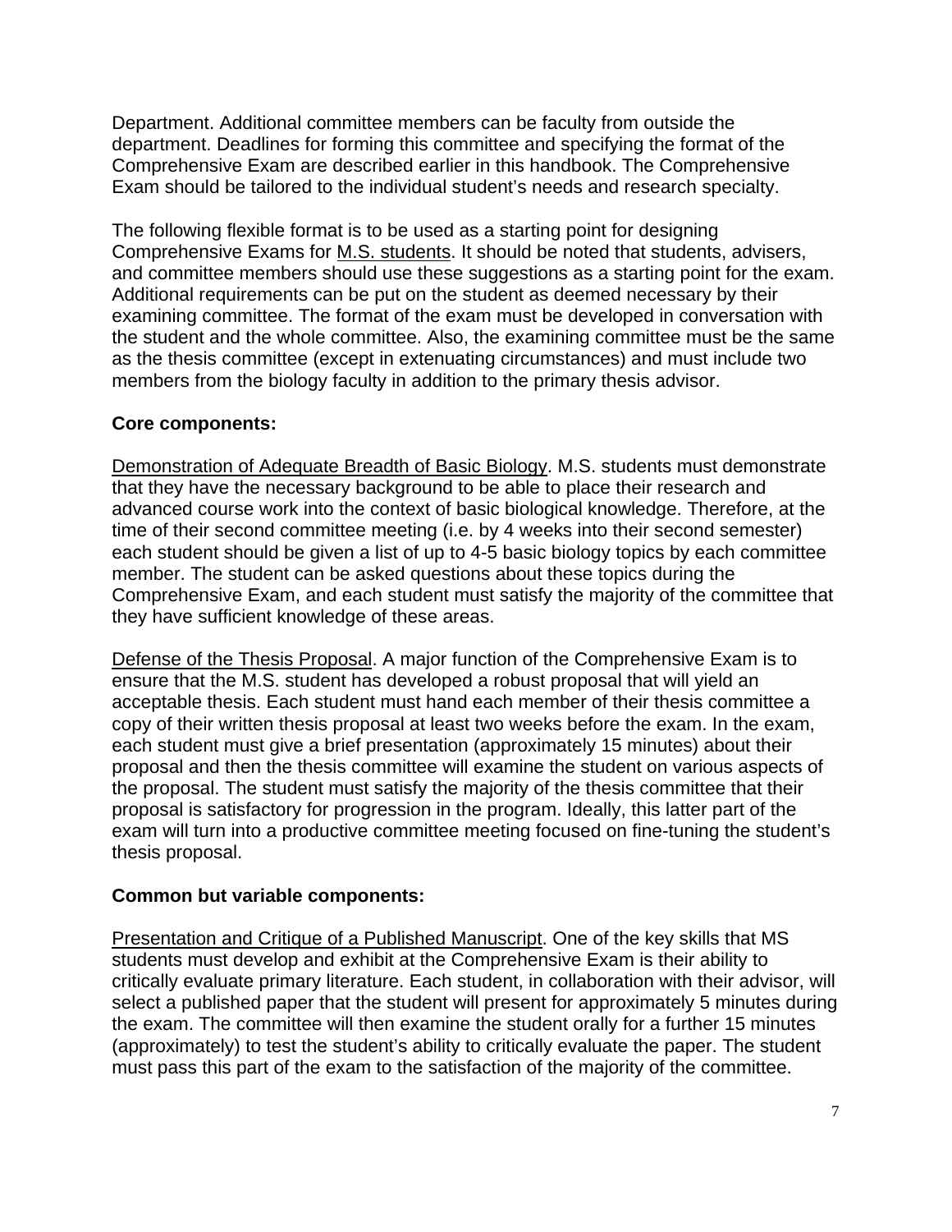Department. Additional committee members can be faculty from outside the department. Deadlines for forming this committee and specifying the format of the Comprehensive Exam are described earlier in this handbook. The Comprehensive Exam should be tailored to the individual student's needs and research specialty.

The following flexible format is to be used as a starting point for designing Comprehensive Exams for <u>M.S. students</u>. It should be noted that students, advisers, and committee members should use these suggestions as a starting point for the exam. Additional requirements can be put on the student as deemed necessary by their examining committee. The format of the exam must be developed in conversation with the student and the whole committee. Also, the examining committee must be the same as the thesis committee (except in extenuating circumstances) and must include two members from the biology faculty in addition to the primary thesis advisor.

**Core components:**

<u>Demonstration of Adequate Breadth of Basic Biology</u>. M.S. students must demonstrate that they have the necessary background to be able to place their research and advanced course work into the context of basic biological knowledge. Therefore, at the time of their second committee meeting (i.e. by 4 weeks into their second semester) each student should be given a list of up to 4-5 basic biology topics by each committee member. The student can be asked questions about these topics during the Comprehensive Exam, and each student must satisfy the majority of the committee that they have sufficient knowledge of these areas.

<u>Defense of the Thesis Proposal</u>. A major function of the Comprehensive Exam is to ensure that the M.S. student has developed a robust proposal that will yield an acceptable thesis. Each student must hand each member of their thesis committee a copy of their written thesis proposal at least two weeks before the exam. In the exam, each student must give a brief presentation (approximately 15 minutes) about their proposal and then the thesis committee will examine the student on various aspects of the proposal. The student must satisfy the majority of the thesis committee that their proposal is satisfactory for progression in the program. Ideally, this latter part of the exam will turn into a productive committee meeting focused on fine-tuning the student's thesis proposal.

**Common but variable components:**

<u>Presentation and Critique of a Published Manuscript</u>. One of the key skills that MS students must develop and exhibit at the Comprehensive Exam is their ability to critically evaluate primary literature. Each student, in collaboration with their advisor, will select a published paper that the student will present for approximately 5 minutes during the exam. The committee will then examine the student orally for a further 15 minutes (approximately) to test the student's ability to critically evaluate the paper. The student must pass this part of the exam to the satisfaction of the majority of the committee.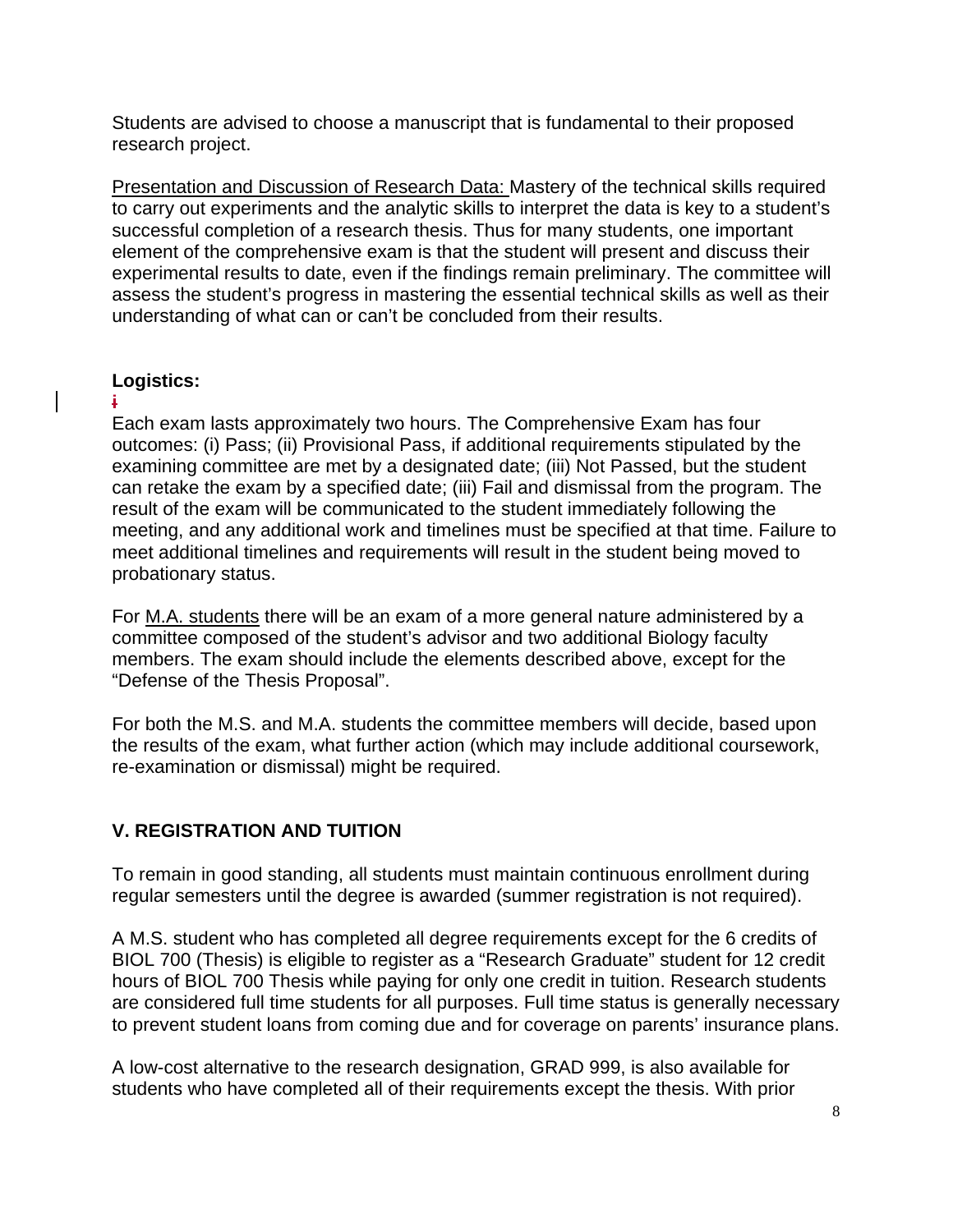Students are advised to choose a manuscript that is fundamental to their proposed research project.

Presentation and Discussion of Research Data: Mastery of the technical skills required to carry out experiments and the analytic skills to interpret the data is key to a student's successful completion of a research thesis. Thus for many students, one important element of the comprehensive exam is that the student will present and discuss their experimental results to date, even if the findings remain preliminary. The committee will assess the student's progress in mastering the essential technical skills as well as their understanding of what can or can't be concluded from their results.

**Logistics:**

Each exam lasts approximately two hours. The Comprehensive Exam has four outcomes: (i) Pass; (ii) Provisional Pass, if additional requirements stipulated by the examining committee are met by a designated date; (iii) Not Passed, but the student can retake the exam by a specified date; (iii) Fail and dismissal from the program. The result of the exam will be communicated to the student immediately following the meeting, and any additional work and timelines must be specified at that time. Failure to meet additional timelines and requirements will result in the student being moved to probationary status.

For M.A. students there will be an exam of a more general nature administered by a committee composed of the student's advisor and two additional Biology faculty members. The exam should include the elements described above, except for the "Defense of the Thesis Proposal".

For both the M.S. and M.A. students the committee members will decide, based upon the results of the exam, what further action (which may include additional coursework, re-examination or dismissal) might be required.

## V. REGISTRATION AND TUITION

To remain in good standing, all students must maintain continuous enrollment during regular semesters until the degree is awarded (summer registration is not required).

A M.S. student who has completed all degree requirements except for the 6 credits of BIOL 700 (Thesis) is eligible to register as a "Research Graduate" student for 12 credit hours of BIOL 700 Thesis while paying for only one credit in tuition. Research students are considered full time students for all purposes. Full time status is generally necessary to prevent student loans from coming due and for coverage on parents' insurance plans.

A low-cost alternative to the research designation, GRAD 999, is also available for students who have completed all of their requirements except the thesis. With prior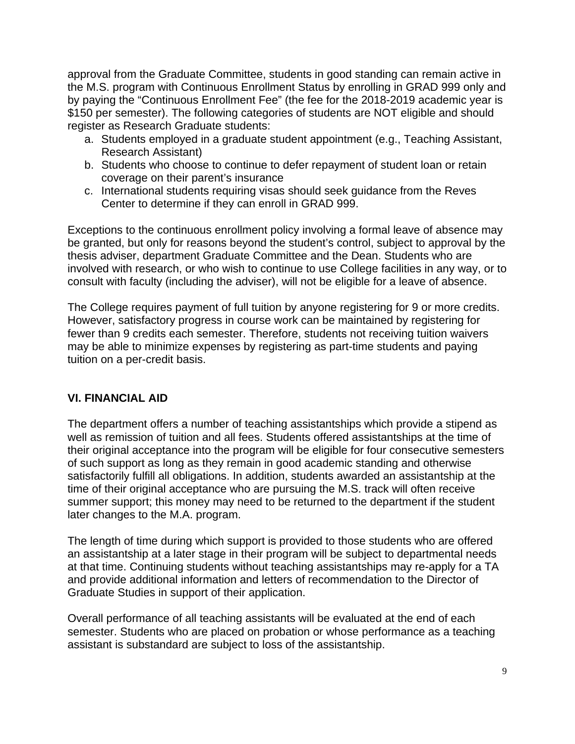approval from the Graduate Committee, students in good standing can remain active in the M.S. program with Continuous Enrollment Status by enrolling in GRAD 999 only and by paying the "Continuous Enrollment Fee" (the fee for the 2018-2019 academic year is $150 per semester). The following categories of students are NOT eligible and should register as Research Graduate students:

a. Students employed in a graduate student appointment (e.g., Teaching Assistant, Research Assistant)
b. Students who choose to continue to defer repayment of student loan or retain coverage on their parent's insurance
c. International students requiring visas should seek guidance from the Reves Center to determine if they can enroll in GRAD 999.

Exceptions to the continuous enrollment policy involving a formal leave of absence may be granted, but only for reasons beyond the student's control, subject to approval by the thesis adviser, department Graduate Committee and the Dean. Students who are involved with research, or who wish to continue to use College facilities in any way, or to consult with faculty (including the adviser), will not be eligible for a leave of absence.

The College requires payment of full tuition by anyone registering for 9 or more credits. However, satisfactory progress in course work can be maintained by registering for fewer than 9 credits each semester. Therefore, students not receiving tuition waivers may be able to minimize expenses by registering as part-time students and paying tuition on a per-credit basis.

## VI. FINANCIAL AID

The department offers a number of teaching assistantships which provide a stipend as well as remission of tuition and all fees. Students offered assistantships at the time of their original acceptance into the program will be eligible for four consecutive semesters of such support as long as they remain in good academic standing and otherwise satisfactorily fulfill all obligations. In addition, students awarded an assistantship at the time of their original acceptance who are pursuing the M.S. track will often receive summer support; this money may need to be returned to the department if the student later changes to the M.A. program.

The length of time during which support is provided to those students who are offered an assistantship at a later stage in their program will be subject to departmental needs at that time. Continuing students without teaching assistantships may re-apply for a TA and provide additional information and letters of recommendation to the Director of Graduate Studies in support of their application.

Overall performance of all teaching assistants will be evaluated at the end of each semester. Students who are placed on probation or whose performance as a teaching assistant is substandard are subject to loss of the assistantship.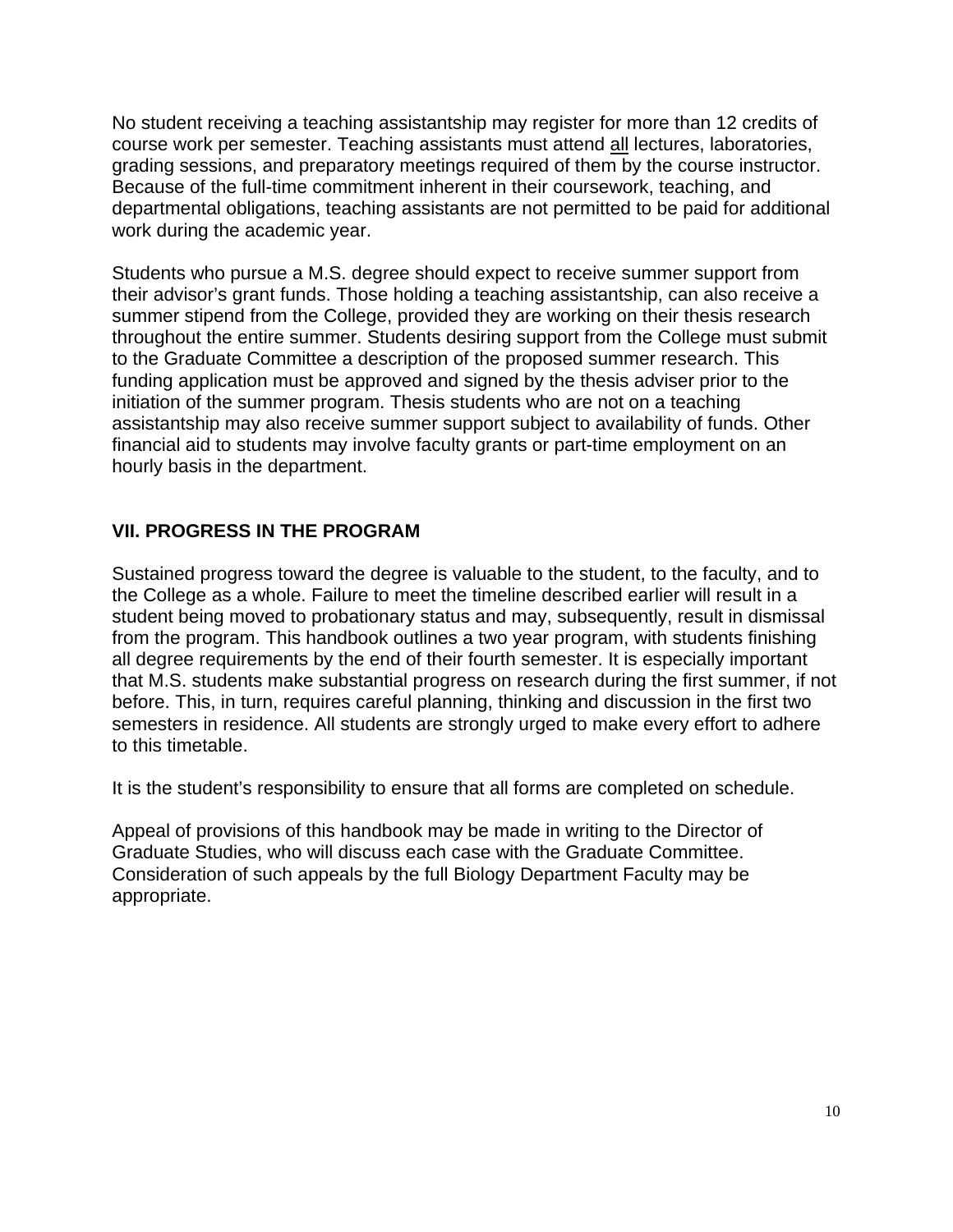No student receiving a teaching assistantship may register for more than 12 credits of course work per semester. Teaching assistants must attend all lectures, laboratories, grading sessions, and preparatory meetings required of them by the course instructor. Because of the full-time commitment inherent in their coursework, teaching, and departmental obligations, teaching assistants are not permitted to be paid for additional work during the academic year.

Students who pursue a M.S. degree should expect to receive summer support from their advisor's grant funds. Those holding a teaching assistantship, can also receive a summer stipend from the College, provided they are working on their thesis research throughout the entire summer. Students desiring support from the College must submit to the Graduate Committee a description of the proposed summer research. This funding application must be approved and signed by the thesis adviser prior to the initiation of the summer program. Thesis students who are not on a teaching assistantship may also receive summer support subject to availability of funds. Other financial aid to students may involve faculty grants or part-time employment on an hourly basis in the department.

## VII. PROGRESS IN THE PROGRAM

Sustained progress toward the degree is valuable to the student, to the faculty, and to the College as a whole. Failure to meet the timeline described earlier will result in a student being moved to probationary status and may, subsequently, result in dismissal from the program. This handbook outlines a two year program, with students finishing all degree requirements by the end of their fourth semester. It is especially important that M.S. students make substantial progress on research during the first summer, if not before. This, in turn, requires careful planning, thinking and discussion in the first two semesters in residence. All students are strongly urged to make every effort to adhere to this timetable.

It is the student's responsibility to ensure that all forms are completed on schedule.

Appeal of provisions of this handbook may be made in writing to the Director of Graduate Studies, who will discuss each case with the Graduate Committee. Consideration of such appeals by the full Biology Department Faculty may be appropriate.